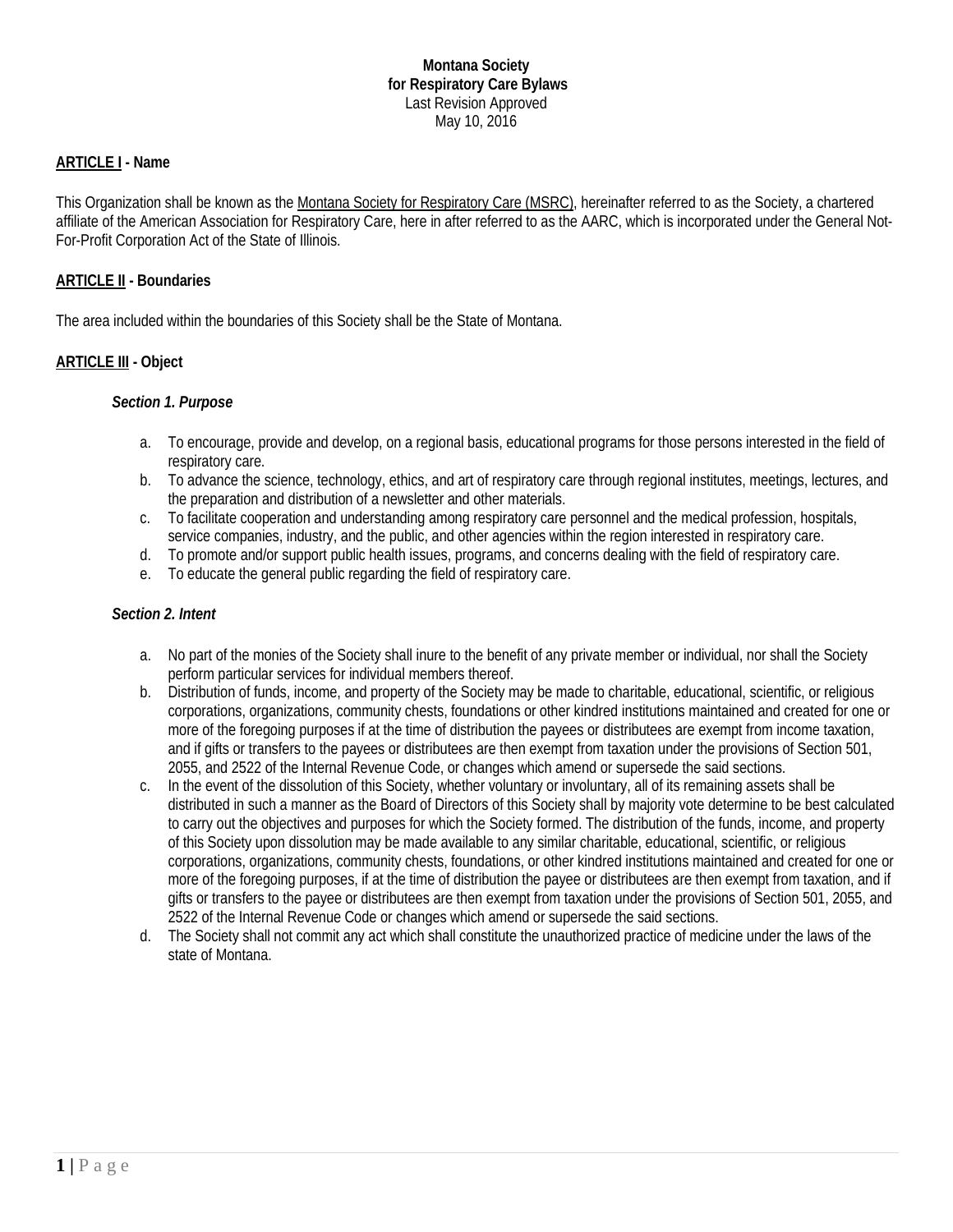**Montana Society**
**for Respiratory Care Bylaws**
Last Revision Approved
May 10, 2016

## ARTICLE I - Name

This Organization shall be known as the Montana Society for Respiratory Care (MSRC), hereinafter referred to as the Society, a chartered affiliate of the American Association for Respiratory Care, here in after referred to as the AARC, which is incorporated under the General Not-For-Profit Corporation Act of the State of Illinois.

## ARTICLE II - Boundaries

The area included within the boundaries of this Society shall be the State of Montana.

## ARTICLE III - Object

### *Section 1. Purpose*

a. To encourage, provide and develop, on a regional basis, educational programs for those persons interested in the field of respiratory care.
b. To advance the science, technology, ethics, and art of respiratory care through regional institutes, meetings, lectures, and the preparation and distribution of a newsletter and other materials.
c. To facilitate cooperation and understanding among respiratory care personnel and the medical profession, hospitals, service companies, industry, and the public, and other agencies within the region interested in respiratory care.
d. To promote and/or support public health issues, programs, and concerns dealing with the field of respiratory care.
e. To educate the general public regarding the field of respiratory care.

### *Section 2. Intent*

a. No part of the monies of the Society shall inure to the benefit of any private member or individual, nor shall the Society perform particular services for individual members thereof.
b. Distribution of funds, income, and property of the Society may be made to charitable, educational, scientific, or religious corporations, organizations, community chests, foundations or other kindred institutions maintained and created for one or more of the foregoing purposes if at the time of distribution the payees or distributees are exempt from income taxation, and if gifts or transfers to the payees or distributees are then exempt from taxation under the provisions of Section 501, 2055, and 2522 of the Internal Revenue Code, or changes which amend or supersede the said sections.
c. In the event of the dissolution of this Society, whether voluntary or involuntary, all of its remaining assets shall be distributed in such a manner as the Board of Directors of this Society shall by majority vote determine to be best calculated to carry out the objectives and purposes for which the Society formed. The distribution of the funds, income, and property of this Society upon dissolution may be made available to any similar charitable, educational, scientific, or religious corporations, organizations, community chests, foundations, or other kindred institutions maintained and created for one or more of the foregoing purposes, if at the time of distribution the payee or distributees are then exempt from taxation, and if gifts or transfers to the payee or distributees are then exempt from taxation under the provisions of Section 501, 2055, and 2522 of the Internal Revenue Code or changes which amend or supersede the said sections.
d. The Society shall not commit any act which shall constitute the unauthorized practice of medicine under the laws of the state of Montana.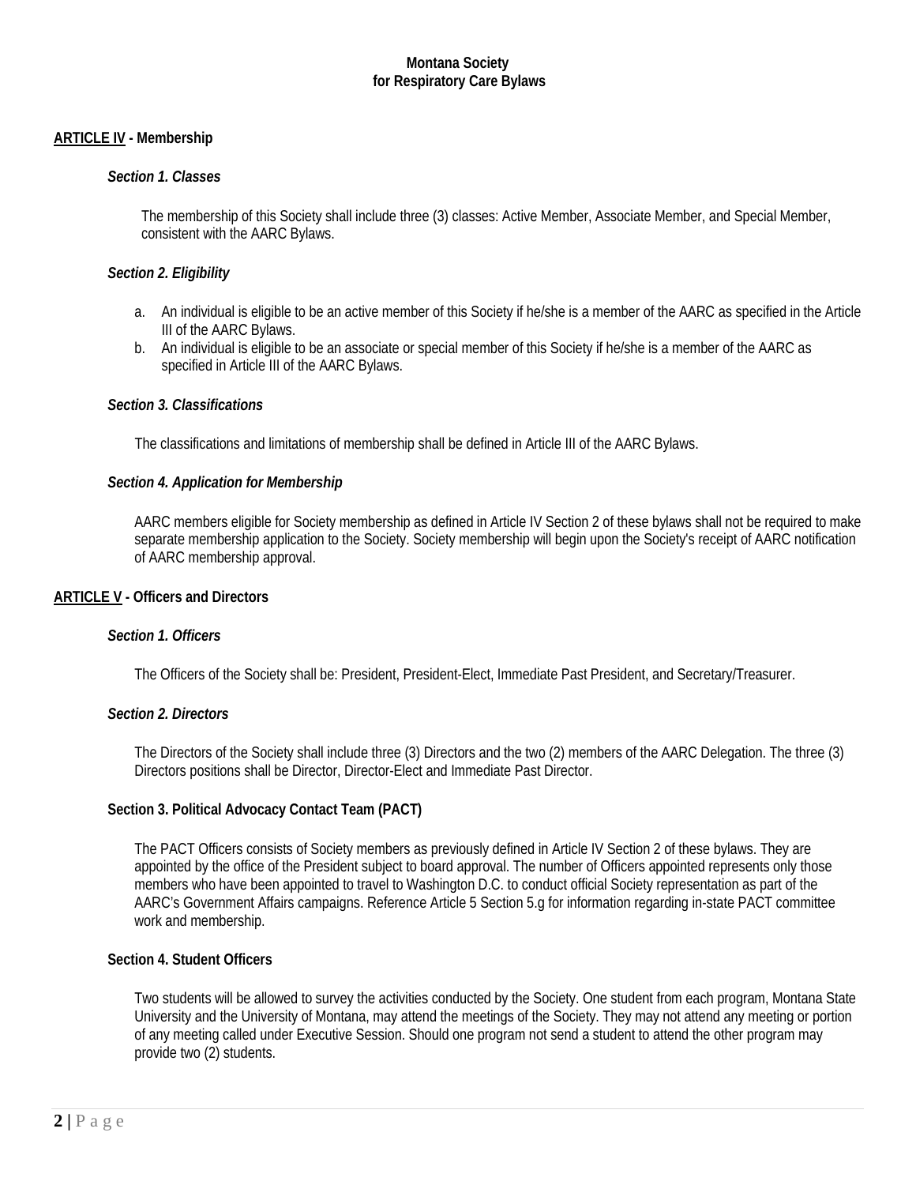**Montana Society for Respiratory Care Bylaws**

## ARTICLE IV - Membership

### *Section 1. Classes*

The membership of this Society shall include three (3) classes: Active Member, Associate Member, and Special Member, consistent with the AARC Bylaws.

### *Section 2. Eligibility*

a. An individual is eligible to be an active member of this Society if he/she is a member of the AARC as specified in the Article III of the AARC Bylaws.
b. An individual is eligible to be an associate or special member of this Society if he/she is a member of the AARC as specified in Article III of the AARC Bylaws.

### *Section 3. Classifications*

The classifications and limitations of membership shall be defined in Article III of the AARC Bylaws.

### *Section 4. Application for Membership*

AARC members eligible for Society membership as defined in Article IV Section 2 of these bylaws shall not be required to make separate membership application to the Society. Society membership will begin upon the Society's receipt of AARC notification of AARC membership approval.

## ARTICLE V - Officers and Directors

### *Section 1. Officers*

The Officers of the Society shall be: President, President-Elect, Immediate Past President, and Secretary/Treasurer.

### *Section 2. Directors*

The Directors of the Society shall include three (3) Directors and the two (2) members of the AARC Delegation. The three (3) Directors positions shall be Director, Director-Elect and Immediate Past Director.

### Section 3. Political Advocacy Contact Team (PACT)

The PACT Officers consists of Society members as previously defined in Article IV Section 2 of these bylaws. They are appointed by the office of the President subject to board approval. The number of Officers appointed represents only those members who have been appointed to travel to Washington D.C. to conduct official Society representation as part of the AARC's Government Affairs campaigns. Reference Article 5 Section 5.g for information regarding in-state PACT committee work and membership.

### Section 4. Student Officers

Two students will be allowed to survey the activities conducted by the Society. One student from each program, Montana State University and the University of Montana, may attend the meetings of the Society. They may not attend any meeting or portion of any meeting called under Executive Session. Should one program not send a student to attend the other program may provide two (2) students.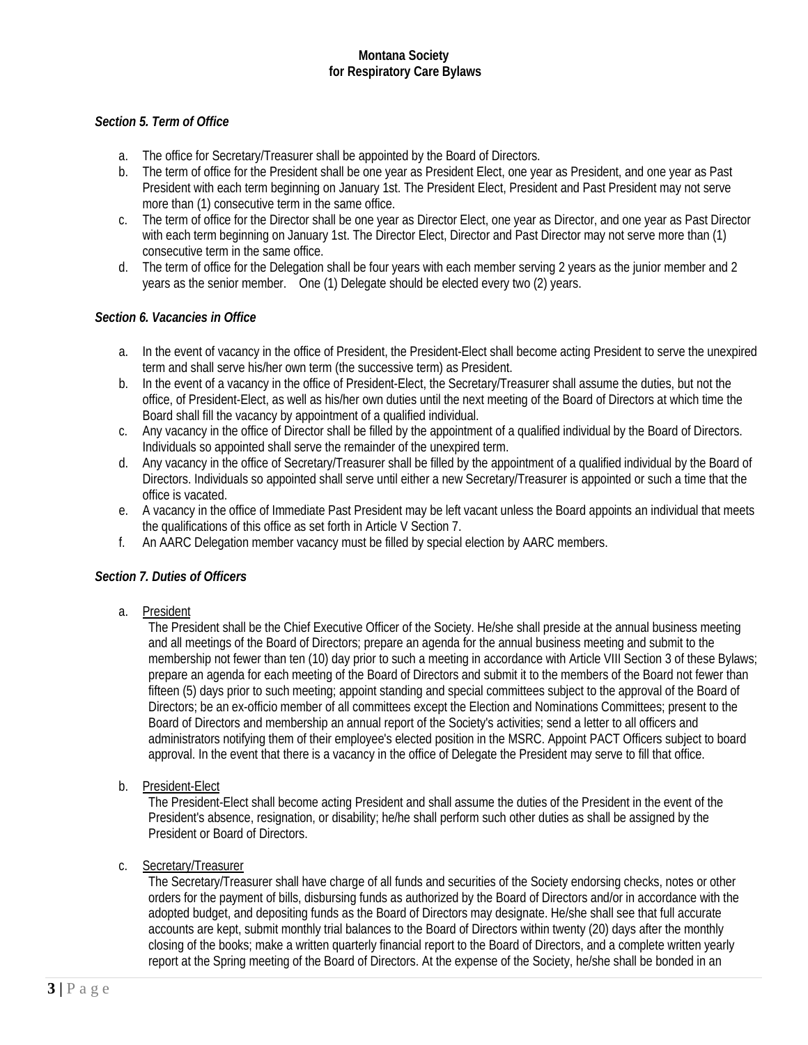### *Section 5. Term of Office*

a. The office for Secretary/Treasurer shall be appointed by the Board of Directors.
b. The term of office for the President shall be one year as President Elect, one year as President, and one year as Past President with each term beginning on January 1st. The President Elect, President and Past President may not serve more than (1) consecutive term in the same office.
c. The term of office for the Director shall be one year as Director Elect, one year as Director, and one year as Past Director with each term beginning on January 1st. The Director Elect, Director and Past Director may not serve more than (1) consecutive term in the same office.
d. The term of office for the Delegation shall be four years with each member serving 2 years as the junior member and 2 years as the senior member. One (1) Delegate should be elected every two (2) years.

### *Section 6. Vacancies in Office*

a. In the event of vacancy in the office of President, the President-Elect shall become acting President to serve the unexpired term and shall serve his/her own term (the successive term) as President.
b. In the event of a vacancy in the office of President-Elect, the Secretary/Treasurer shall assume the duties, but not the office, of President-Elect, as well as his/her own duties until the next meeting of the Board of Directors at which time the Board shall fill the vacancy by appointment of a qualified individual.
c. Any vacancy in the office of Director shall be filled by the appointment of a qualified individual by the Board of Directors. Individuals so appointed shall serve the remainder of the unexpired term.
d. Any vacancy in the office of Secretary/Treasurer shall be filled by the appointment of a qualified individual by the Board of Directors. Individuals so appointed shall serve until either a new Secretary/Treasurer is appointed or such a time that the office is vacated.
e. A vacancy in the office of Immediate Past President may be left vacant unless the Board appoints an individual that meets the qualifications of this office as set forth in Article V Section 7.
f. An AARC Delegation member vacancy must be filled by special election by AARC members.

### *Section 7. Duties of Officers*

a. President

   The President shall be the Chief Executive Officer of the Society. He/she shall preside at the annual business meeting and all meetings of the Board of Directors; prepare an agenda for the annual business meeting and submit to the membership not fewer than ten (10) day prior to such a meeting in accordance with Article VIII Section 3 of these Bylaws; prepare an agenda for each meeting of the Board of Directors and submit it to the members of the Board not fewer than fifteen (5) days prior to such meeting; appoint standing and special committees subject to the approval of the Board of Directors; be an ex-officio member of all committees except the Election and Nominations Committees; present to the Board of Directors and membership an annual report of the Society's activities; send a letter to all officers and administrators notifying them of their employee's elected position in the MSRC. Appoint PACT Officers subject to board approval. In the event that there is a vacancy in the office of Delegate the President may serve to fill that office.

b. President-Elect

   The President-Elect shall become acting President and shall assume the duties of the President in the event of the President's absence, resignation, or disability; he/he shall perform such other duties as shall be assigned by the President or Board of Directors.

c. Secretary/Treasurer

   The Secretary/Treasurer shall have charge of all funds and securities of the Society endorsing checks, notes or other orders for the payment of bills, disbursing funds as authorized by the Board of Directors and/or in accordance with the adopted budget, and depositing funds as the Board of Directors may designate. He/she shall see that full accurate accounts are kept, submit monthly trial balances to the Board of Directors within twenty (20) days after the monthly closing of the books; make a written quarterly financial report to the Board of Directors, and a complete written yearly report at the Spring meeting of the Board of Directors. At the expense of the Society, he/she shall be bonded in an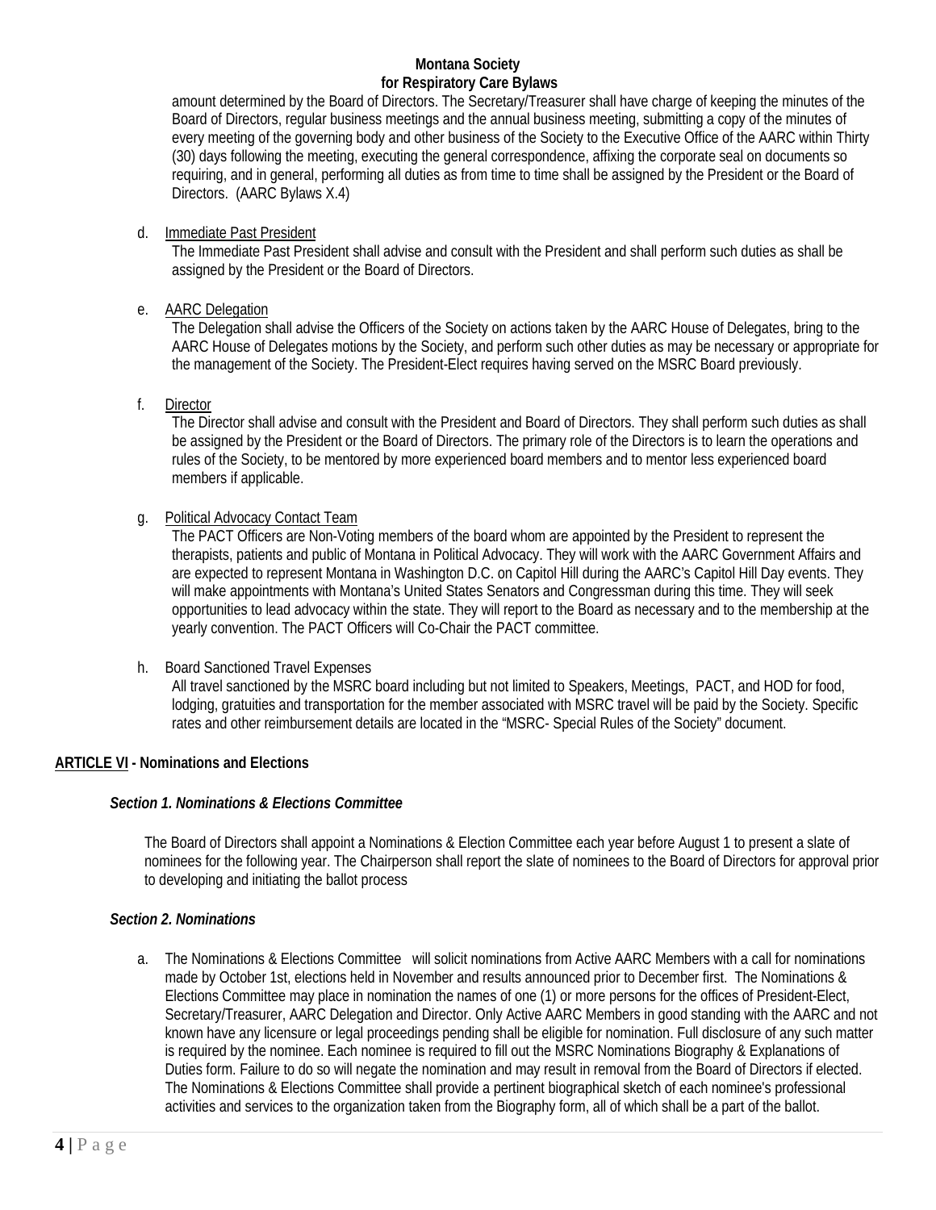amount determined by the Board of Directors. The Secretary/Treasurer shall have charge of keeping the minutes of the Board of Directors, regular business meetings and the annual business meeting, submitting a copy of the minutes of every meeting of the governing body and other business of the Society to the Executive Office of the AARC within Thirty (30) days following the meeting, executing the general correspondence, affixing the corporate seal on documents so requiring, and in general, performing all duties as from time to time shall be assigned by the President or the Board of Directors. (AARC Bylaws X.4)

d. Immediate Past President

The Immediate Past President shall advise and consult with the President and shall perform such duties as shall be assigned by the President or the Board of Directors.

e. AARC Delegation

The Delegation shall advise the Officers of the Society on actions taken by the AARC House of Delegates, bring to the AARC House of Delegates motions by the Society, and perform such other duties as may be necessary or appropriate for the management of the Society. The President-Elect requires having served on the MSRC Board previously.

f. Director

The Director shall advise and consult with the President and Board of Directors. They shall perform such duties as shall be assigned by the President or the Board of Directors. The primary role of the Directors is to learn the operations and rules of the Society, to be mentored by more experienced board members and to mentor less experienced board members if applicable.

g. Political Advocacy Contact Team

The PACT Officers are Non-Voting members of the board whom are appointed by the President to represent the therapists, patients and public of Montana in Political Advocacy. They will work with the AARC Government Affairs and are expected to represent Montana in Washington D.C. on Capitol Hill during the AARC's Capitol Hill Day events. They will make appointments with Montana's United States Senators and Congressman during this time. They will seek opportunities to lead advocacy within the state. They will report to the Board as necessary and to the membership at the yearly convention. The PACT Officers will Co-Chair the PACT committee.

h. Board Sanctioned Travel Expenses

All travel sanctioned by the MSRC board including but not limited to Speakers, Meetings, PACT, and HOD for food, lodging, gratuities and transportation for the member associated with MSRC travel will be paid by the Society. Specific rates and other reimbursement details are located in the "MSRC- Special Rules of the Society" document.

## ARTICLE VI - Nominations and Elections

### *Section 1. Nominations & Elections Committee*

The Board of Directors shall appoint a Nominations & Election Committee each year before August 1 to present a slate of nominees for the following year. The Chairperson shall report the slate of nominees to the Board of Directors for approval prior to developing and initiating the ballot process

### *Section 2. Nominations*

a. The Nominations & Elections Committee will solicit nominations from Active AARC Members with a call for nominations made by October 1st, elections held in November and results announced prior to December first. The Nominations & Elections Committee may place in nomination the names of one (1) or more persons for the offices of President-Elect, Secretary/Treasurer, AARC Delegation and Director. Only Active AARC Members in good standing with the AARC and not known have any licensure or legal proceedings pending shall be eligible for nomination. Full disclosure of any such matter is required by the nominee. Each nominee is required to fill out the MSRC Nominations Biography & Explanations of Duties form. Failure to do so will negate the nomination and may result in removal from the Board of Directors if elected. The Nominations & Elections Committee shall provide a pertinent biographical sketch of each nominee's professional activities and services to the organization taken from the Biography form, all of which shall be a part of the ballot.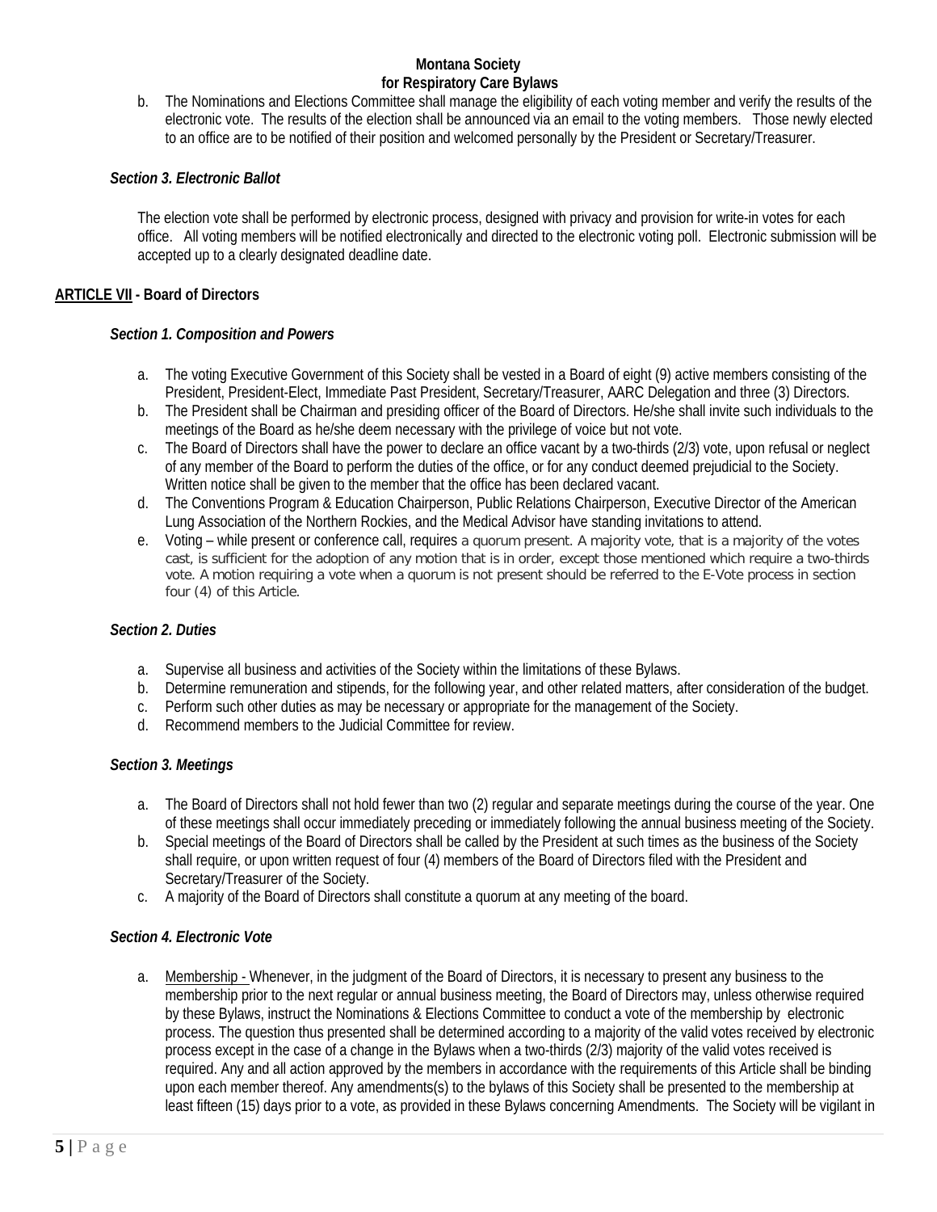b. The Nominations and Elections Committee shall manage the eligibility of each voting member and verify the results of the electronic vote. The results of the election shall be announced via an email to the voting members. Those newly elected to an office are to be notified of their position and welcomed personally by the President or Secretary/Treasurer.

***Section 3. Electronic Ballot***

The election vote shall be performed by electronic process, designed with privacy and provision for write-in votes for each office. All voting members will be notified electronically and directed to the electronic voting poll. Electronic submission will be accepted up to a clearly designated deadline date.

## ARTICLE VII - Board of Directors

***Section 1. Composition and Powers***

a. The voting Executive Government of this Society shall be vested in a Board of eight (9) active members consisting of the President, President-Elect, Immediate Past President, Secretary/Treasurer, AARC Delegation and three (3) Directors.
b. The President shall be Chairman and presiding officer of the Board of Directors. He/she shall invite such individuals to the meetings of the Board as he/she deem necessary with the privilege of voice but not vote.
c. The Board of Directors shall have the power to declare an office vacant by a two-thirds (2/3) vote, upon refusal or neglect of any member of the Board to perform the duties of the office, or for any conduct deemed prejudicial to the Society. Written notice shall be given to the member that the office has been declared vacant.
d. The Conventions Program & Education Chairperson, Public Relations Chairperson, Executive Director of the American Lung Association of the Northern Rockies, and the Medical Advisor have standing invitations to attend.
e. Voting – while present or conference call, requires a quorum present. A majority vote, that is a majority of the votes cast, is sufficient for the adoption of any motion that is in order, except those mentioned which require a two-thirds vote. A motion requiring a vote when a quorum is not present should be referred to the E-Vote process in section four (4) of this Article.

***Section 2. Duties***

a. Supervise all business and activities of the Society within the limitations of these Bylaws.
b. Determine remuneration and stipends, for the following year, and other related matters, after consideration of the budget.
c. Perform such other duties as may be necessary or appropriate for the management of the Society.
d. Recommend members to the Judicial Committee for review.

***Section 3. Meetings***

a. The Board of Directors shall not hold fewer than two (2) regular and separate meetings during the course of the year. One of these meetings shall occur immediately preceding or immediately following the annual business meeting of the Society.
b. Special meetings of the Board of Directors shall be called by the President at such times as the business of the Society shall require, or upon written request of four (4) members of the Board of Directors filed with the President and Secretary/Treasurer of the Society.
c. A majority of the Board of Directors shall constitute a quorum at any meeting of the board.

***Section 4. Electronic Vote***

a. Membership - Whenever, in the judgment of the Board of Directors, it is necessary to present any business to the membership prior to the next regular or annual business meeting, the Board of Directors may, unless otherwise required by these Bylaws, instruct the Nominations & Elections Committee to conduct a vote of the membership by electronic process. The question thus presented shall be determined according to a majority of the valid votes received by electronic process except in the case of a change in the Bylaws when a two-thirds (2/3) majority of the valid votes received is required. Any and all action approved by the members in accordance with the requirements of this Article shall be binding upon each member thereof. Any amendments(s) to the bylaws of this Society shall be presented to the membership at least fifteen (15) days prior to a vote, as provided in these Bylaws concerning Amendments. The Society will be vigilant in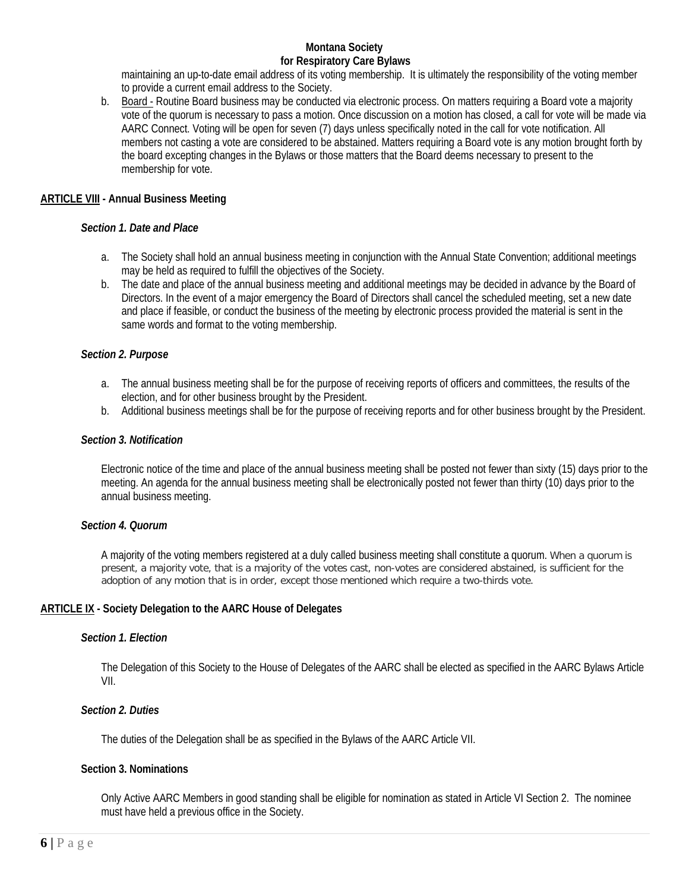maintaining an up-to-date email address of its voting membership. It is ultimately the responsibility of the voting member to provide a current email address to the Society.

b. <u>Board -</u> Routine Board business may be conducted via electronic process. On matters requiring a Board vote a majority vote of the quorum is necessary to pass a motion. Once discussion on a motion has closed, a call for vote will be made via AARC Connect. Voting will be open for seven (7) days unless specifically noted in the call for vote notification. All members not casting a vote are considered to be abstained. Matters requiring a Board vote is any motion brought forth by the board excepting changes in the Bylaws or those matters that the Board deems necessary to present to the membership for vote.

**<u>ARTICLE VIII</u> - Annual Business Meeting**

***Section 1. Date and Place***

a. The Society shall hold an annual business meeting in conjunction with the Annual State Convention; additional meetings may be held as required to fulfill the objectives of the Society.
b. The date and place of the annual business meeting and additional meetings may be decided in advance by the Board of Directors. In the event of a major emergency the Board of Directors shall cancel the scheduled meeting, set a new date and place if feasible, or conduct the business of the meeting by electronic process provided the material is sent in the same words and format to the voting membership.

***Section 2. Purpose***

a. The annual business meeting shall be for the purpose of receiving reports of officers and committees, the results of the election, and for other business brought by the President.
b. Additional business meetings shall be for the purpose of receiving reports and for other business brought by the President.

***Section 3. Notification***

Electronic notice of the time and place of the annual business meeting shall be posted not fewer than sixty (15) days prior to the meeting. An agenda for the annual business meeting shall be electronically posted not fewer than thirty (10) days prior to the annual business meeting.

***Section 4. Quorum***

A majority of the voting members registered at a duly called business meeting shall constitute a quorum. When a quorum is present, a majority vote, that is a majority of the votes cast, non-votes are considered abstained, is sufficient for the adoption of any motion that is in order, except those mentioned which require a two-thirds vote.

**<u>ARTICLE IX</u> - Society Delegation to the AARC House of Delegates**

***Section 1. Election***

The Delegation of this Society to the House of Delegates of the AARC shall be elected as specified in the AARC Bylaws Article VII.

***Section 2. Duties***

The duties of the Delegation shall be as specified in the Bylaws of the AARC Article VII.

**Section 3. Nominations**

Only Active AARC Members in good standing shall be eligible for nomination as stated in Article VI Section 2. The nominee must have held a previous office in the Society.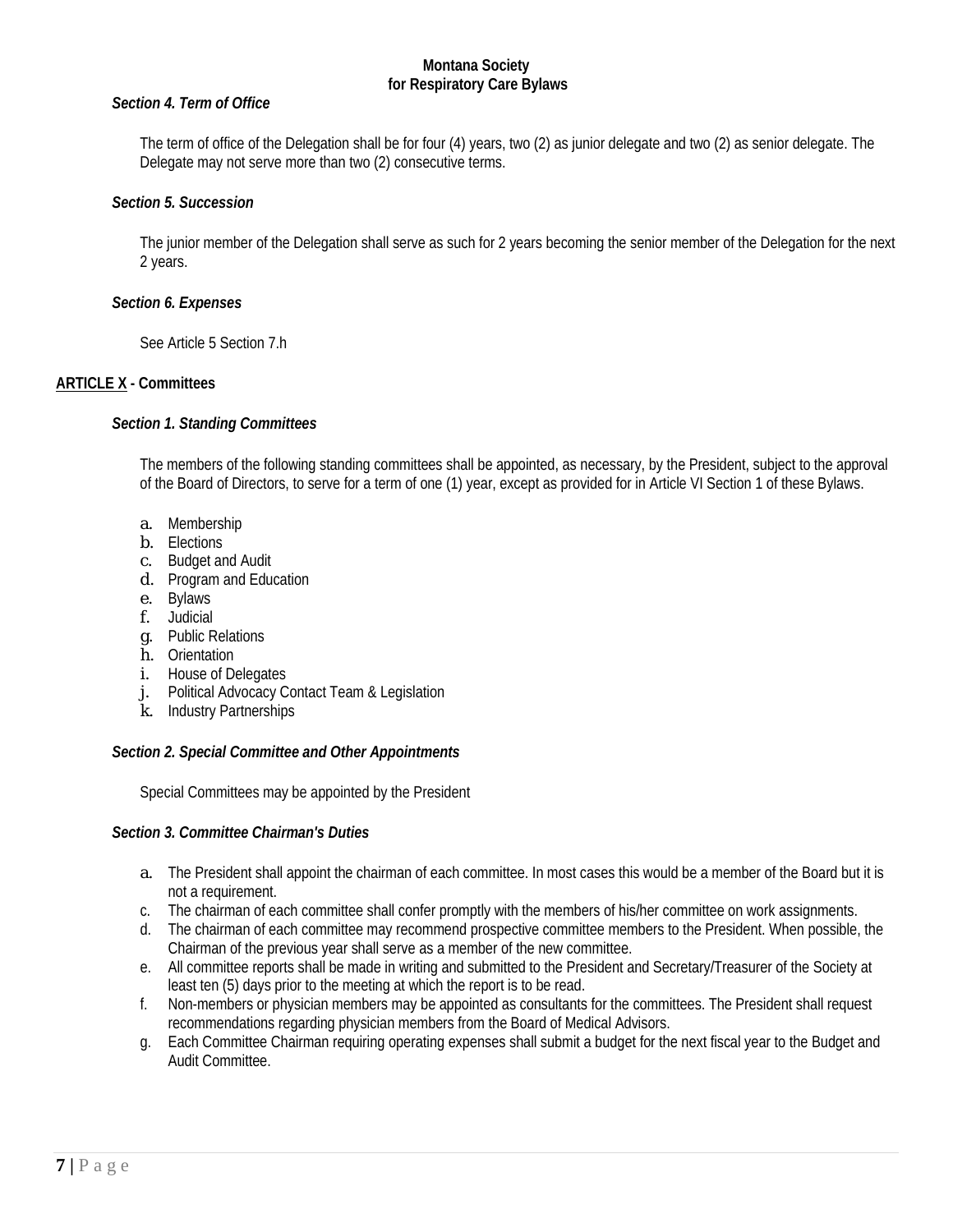### *Section 4. Term of Office*

The term of office of the Delegation shall be for four (4) years, two (2) as junior delegate and two (2) as senior delegate. The Delegate may not serve more than two (2) consecutive terms.

### *Section 5. Succession*

The junior member of the Delegation shall serve as such for 2 years becoming the senior member of the Delegation for the next 2 years.

### *Section 6. Expenses*

See Article 5 Section 7.h

## ARTICLE X - Committees

### *Section 1. Standing Committees*

The members of the following standing committees shall be appointed, as necessary, by the President, subject to the approval of the Board of Directors, to serve for a term of one (1) year, except as provided for in Article VI Section 1 of these Bylaws.

a. Membership
b. Elections
c. Budget and Audit
d. Program and Education
e. Bylaws
f. Judicial
g. Public Relations
h. Orientation
i. House of Delegates
j. Political Advocacy Contact Team & Legislation
k. Industry Partnerships

### *Section 2. Special Committee and Other Appointments*

Special Committees may be appointed by the President

### *Section 3. Committee Chairman's Duties*

a. The President shall appoint the chairman of each committee. In most cases this would be a member of the Board but it is not a requirement.
c. The chairman of each committee shall confer promptly with the members of his/her committee on work assignments.
d. The chairman of each committee may recommend prospective committee members to the President. When possible, the Chairman of the previous year shall serve as a member of the new committee.
e. All committee reports shall be made in writing and submitted to the President and Secretary/Treasurer of the Society at least ten (5) days prior to the meeting at which the report is to be read.
f. Non-members or physician members may be appointed as consultants for the committees. The President shall request recommendations regarding physician members from the Board of Medical Advisors.
g. Each Committee Chairman requiring operating expenses shall submit a budget for the next fiscal year to the Budget and Audit Committee.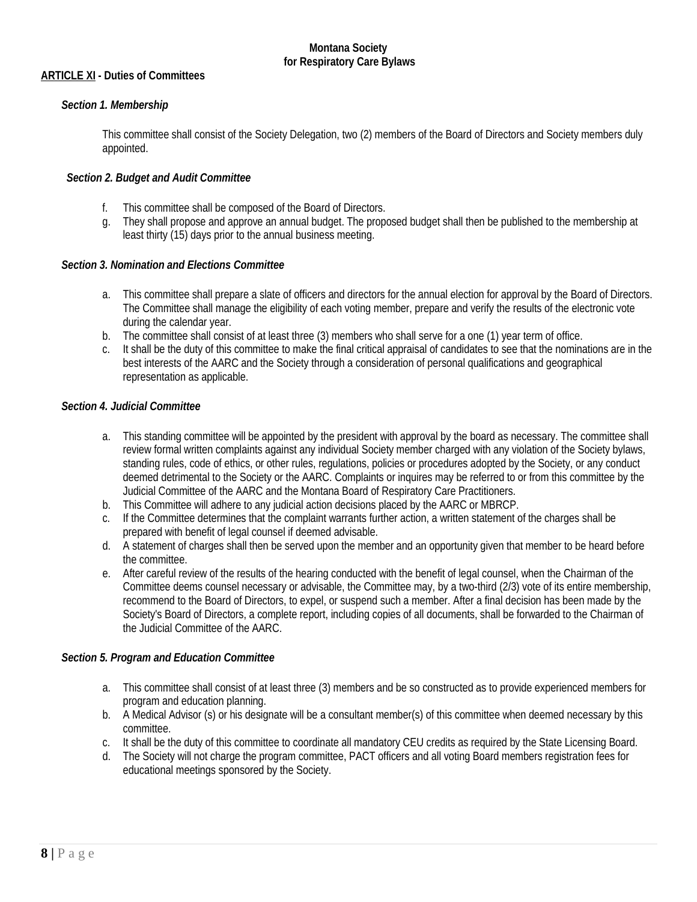**ARTICLE XI - Duties of Committees**

***Section 1. Membership***

This committee shall consist of the Society Delegation, two (2) members of the Board of Directors and Society members duly appointed.

***Section 2. Budget and Audit Committee***

f. This committee shall be composed of the Board of Directors.
g. They shall propose and approve an annual budget. The proposed budget shall then be published to the membership at least thirty (15) days prior to the annual business meeting.

***Section 3. Nomination and Elections Committee***

a. This committee shall prepare a slate of officers and directors for the annual election for approval by the Board of Directors. The Committee shall manage the eligibility of each voting member, prepare and verify the results of the electronic vote during the calendar year.
b. The committee shall consist of at least three (3) members who shall serve for a one (1) year term of office.
c. It shall be the duty of this committee to make the final critical appraisal of candidates to see that the nominations are in the best interests of the AARC and the Society through a consideration of personal qualifications and geographical representation as applicable.

***Section 4. Judicial Committee***

a. This standing committee will be appointed by the president with approval by the board as necessary. The committee shall review formal written complaints against any individual Society member charged with any violation of the Society bylaws, standing rules, code of ethics, or other rules, regulations, policies or procedures adopted by the Society, or any conduct deemed detrimental to the Society or the AARC. Complaints or inquires may be referred to or from this committee by the Judicial Committee of the AARC and the Montana Board of Respiratory Care Practitioners.
b. This Committee will adhere to any judicial action decisions placed by the AARC or MBRCP.
c. If the Committee determines that the complaint warrants further action, a written statement of the charges shall be prepared with benefit of legal counsel if deemed advisable.
d. A statement of charges shall then be served upon the member and an opportunity given that member to be heard before the committee.
e. After careful review of the results of the hearing conducted with the benefit of legal counsel, when the Chairman of the Committee deems counsel necessary or advisable, the Committee may, by a two-third (2/3) vote of its entire membership, recommend to the Board of Directors, to expel, or suspend such a member. After a final decision has been made by the Society's Board of Directors, a complete report, including copies of all documents, shall be forwarded to the Chairman of the Judicial Committee of the AARC.

***Section 5. Program and Education Committee***

a. This committee shall consist of at least three (3) members and be so constructed as to provide experienced members for program and education planning.
b. A Medical Advisor (s) or his designate will be a consultant member(s) of this committee when deemed necessary by this committee.
c. It shall be the duty of this committee to coordinate all mandatory CEU credits as required by the State Licensing Board.
d. The Society will not charge the program committee, PACT officers and all voting Board members registration fees for educational meetings sponsored by the Society.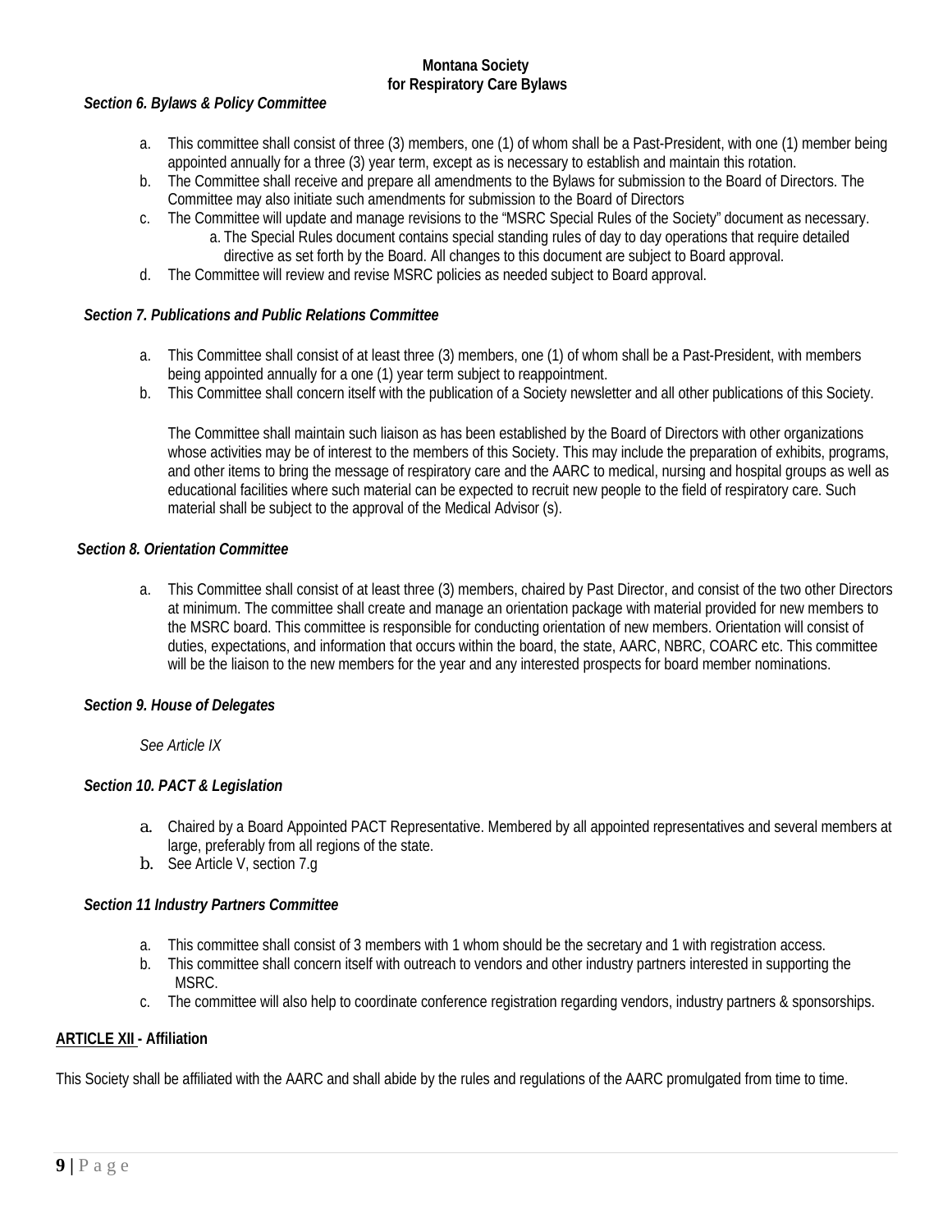### *Section 6. Bylaws & Policy Committee*

a. This committee shall consist of three (3) members, one (1) of whom shall be a Past-President, with one (1) member being appointed annually for a three (3) year term, except as is necessary to establish and maintain this rotation.
b. The Committee shall receive and prepare all amendments to the Bylaws for submission to the Board of Directors. The Committee may also initiate such amendments for submission to the Board of Directors
c. The Committee will update and manage revisions to the "MSRC Special Rules of the Society" document as necessary.
    a. The Special Rules document contains special standing rules of day to day operations that require detailed directive as set forth by the Board. All changes to this document are subject to Board approval.
d. The Committee will review and revise MSRC policies as needed subject to Board approval.

### *Section 7. Publications and Public Relations Committee*

a. This Committee shall consist of at least three (3) members, one (1) of whom shall be a Past-President, with members being appointed annually for a one (1) year term subject to reappointment.
b. This Committee shall concern itself with the publication of a Society newsletter and all other publications of this Society.

   The Committee shall maintain such liaison as has been established by the Board of Directors with other organizations whose activities may be of interest to the members of this Society. This may include the preparation of exhibits, programs, and other items to bring the message of respiratory care and the AARC to medical, nursing and hospital groups as well as educational facilities where such material can be expected to recruit new people to the field of respiratory care. Such material shall be subject to the approval of the Medical Advisor (s).

### *Section 8. Orientation Committee*

a. This Committee shall consist of at least three (3) members, chaired by Past Director, and consist of the two other Directors at minimum. The committee shall create and manage an orientation package with material provided for new members to the MSRC board. This committee is responsible for conducting orientation of new members. Orientation will consist of duties, expectations, and information that occurs within the board, the state, AARC, NBRC, COARC etc. This committee will be the liaison to the new members for the year and any interested prospects for board member nominations.

### *Section 9. House of Delegates*

*See Article IX*

### *Section 10. PACT & Legislation*

a. Chaired by a Board Appointed PACT Representative. Membered by all appointed representatives and several members at large, preferably from all regions of the state.
b. See Article V, section 7.g

### *Section 11 Industry Partners Committee*

a. This committee shall consist of 3 members with 1 whom should be the secretary and 1 with registration access.
b. This committee shall concern itself with outreach to vendors and other industry partners interested in supporting the MSRC.
c. The committee will also help to coordinate conference registration regarding vendors, industry partners & sponsorships.

## **ARTICLE XII - Affiliation**

This Society shall be affiliated with the AARC and shall abide by the rules and regulations of the AARC promulgated from time to time.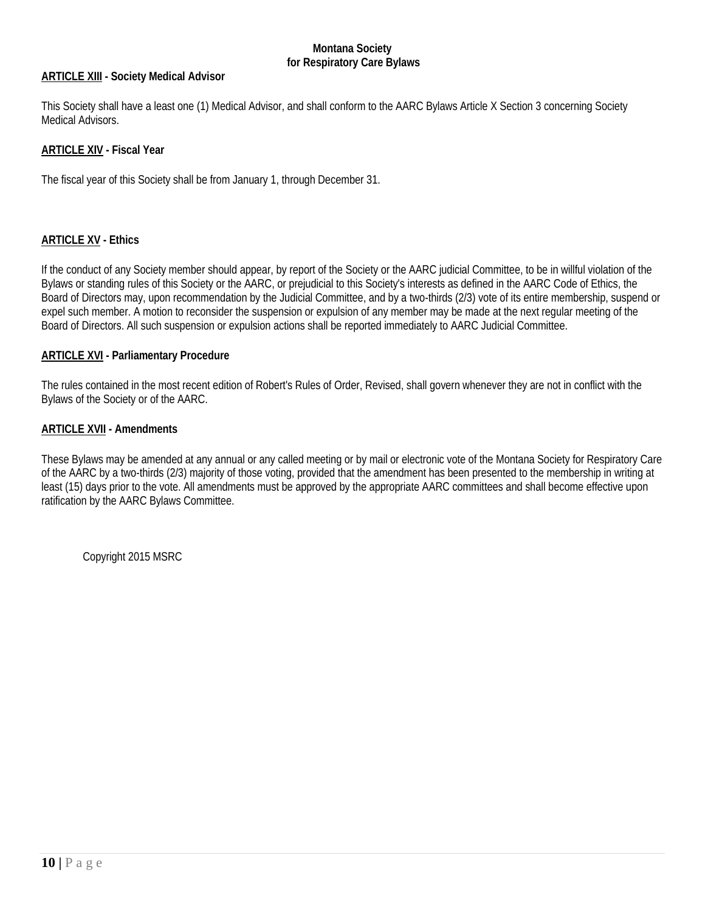**ARTICLE XIII - Society Medical Advisor**

This Society shall have a least one (1) Medical Advisor, and shall conform to the AARC Bylaws Article X Section 3 concerning Society Medical Advisors.

**ARTICLE XIV - Fiscal Year**

The fiscal year of this Society shall be from January 1, through December 31.

**ARTICLE XV - Ethics**

If the conduct of any Society member should appear, by report of the Society or the AARC judicial Committee, to be in willful violation of the Bylaws or standing rules of this Society or the AARC, or prejudicial to this Society's interests as defined in the AARC Code of Ethics, the Board of Directors may, upon recommendation by the Judicial Committee, and by a two-thirds (2/3) vote of its entire membership, suspend or expel such member. A motion to reconsider the suspension or expulsion of any member may be made at the next regular meeting of the Board of Directors. All such suspension or expulsion actions shall be reported immediately to AARC Judicial Committee.

**ARTICLE XVI - Parliamentary Procedure**

The rules contained in the most recent edition of Robert's Rules of Order, Revised, shall govern whenever they are not in conflict with the Bylaws of the Society or of the AARC.

**ARTICLE XVII - Amendments**

These Bylaws may be amended at any annual or any called meeting or by mail or electronic vote of the Montana Society for Respiratory Care of the AARC by a two-thirds (2/3) majority of those voting, provided that the amendment has been presented to the membership in writing at least (15) days prior to the vote. All amendments must be approved by the appropriate AARC committees and shall become effective upon ratification by the AARC Bylaws Committee.

Copyright 2015 MSRC